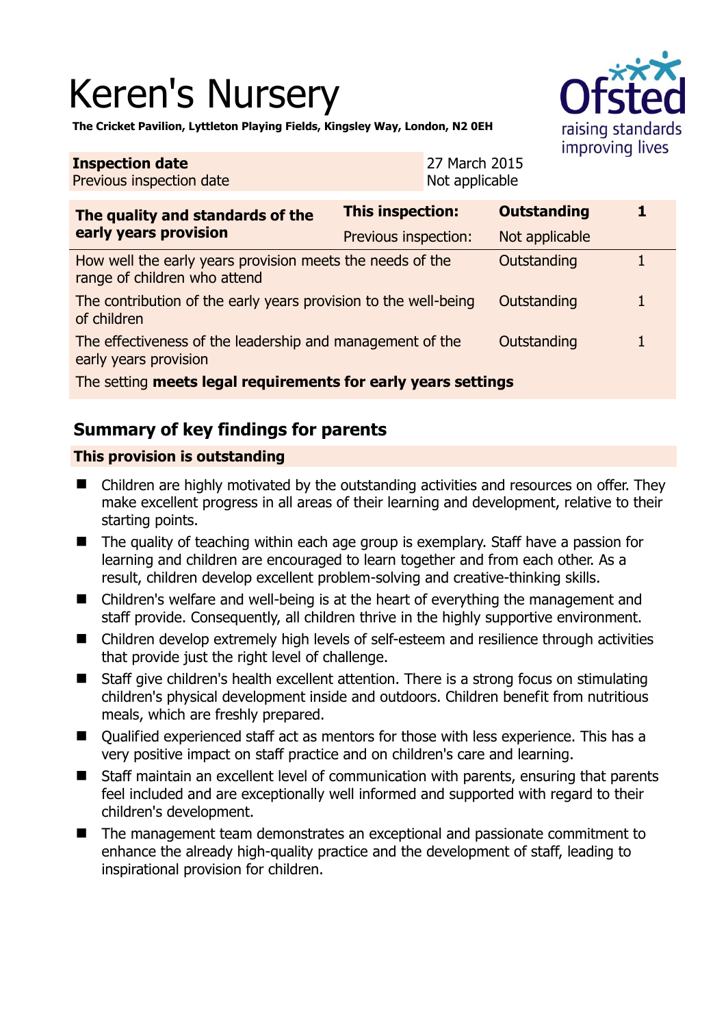# Keren's Nursery

**The Cricket Pavilion, Lyttleton Playing Fields, Kingsley Way, London, N2 0EH**

Ofsted
raising standards
improving lives

| **Inspection date** | 27 March 2015 |
|---|---|
| Previous inspection date | Not applicable |

| **The quality and standards of the early years provision** | **This inspection:** | **Outstanding** | **1** |
|---|---|---|---|
| | Previous inspection: | Not applicable | |
| How well the early years provision meets the needs of the range of children who attend | | Outstanding | 1 |
| The contribution of the early years provision to the well-being of children | | Outstanding | 1 |
| The effectiveness of the leadership and management of the early years provision | | Outstanding | 1 |
| The setting **meets legal requirements for early years settings** | | | |

## Summary of key findings for parents

### This provision is outstanding

- Children are highly motivated by the outstanding activities and resources on offer. They make excellent progress in all areas of their learning and development, relative to their starting points.
- The quality of teaching within each age group is exemplary. Staff have a passion for learning and children are encouraged to learn together and from each other. As a result, children develop excellent problem-solving and creative-thinking skills.
- Children's welfare and well-being is at the heart of everything the management and staff provide. Consequently, all children thrive in the highly supportive environment.
- Children develop extremely high levels of self-esteem and resilience through activities that provide just the right level of challenge.
- Staff give children's health excellent attention. There is a strong focus on stimulating children's physical development inside and outdoors. Children benefit from nutritious meals, which are freshly prepared.
- Qualified experienced staff act as mentors for those with less experience. This has a very positive impact on staff practice and on children's care and learning.
- Staff maintain an excellent level of communication with parents, ensuring that parents feel included and are exceptionally well informed and supported with regard to their children's development.
- The management team demonstrates an exceptional and passionate commitment to enhance the already high-quality practice and the development of staff, leading to inspirational provision for children.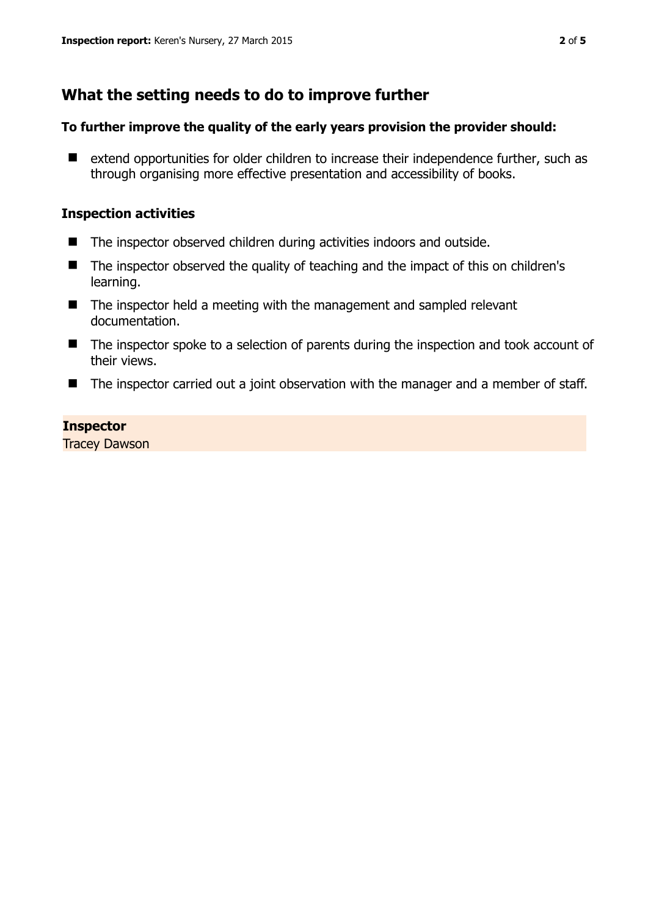## What the setting needs to do to improve further

**To further improve the quality of the early years provision the provider should:**

- extend opportunities for older children to increase their independence further, such as through organising more effective presentation and accessibility of books.

### Inspection activities

- The inspector observed children during activities indoors and outside.
- The inspector observed the quality of teaching and the impact of this on children's learning.
- The inspector held a meeting with the management and sampled relevant documentation.
- The inspector spoke to a selection of parents during the inspection and took account of their views.
- The inspector carried out a joint observation with the manager and a member of staff.

**Inspector**
Tracey Dawson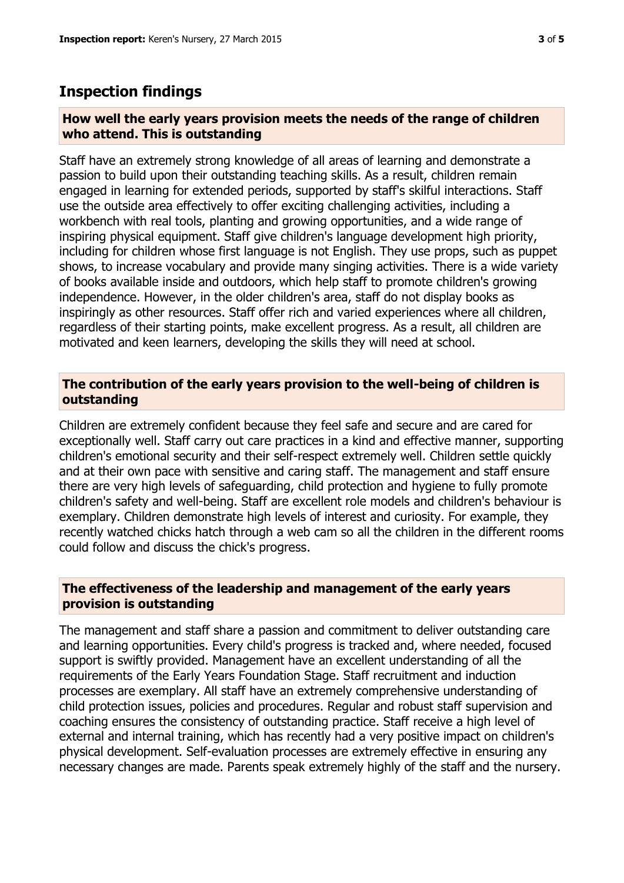## Inspection findings

### How well the early years provision meets the needs of the range of children who attend. This is outstanding

Staff have an extremely strong knowledge of all areas of learning and demonstrate a passion to build upon their outstanding teaching skills. As a result, children remain engaged in learning for extended periods, supported by staff's skilful interactions. Staff use the outside area effectively to offer exciting challenging activities, including a workbench with real tools, planting and growing opportunities, and a wide range of inspiring physical equipment. Staff give children's language development high priority, including for children whose first language is not English. They use props, such as puppet shows, to increase vocabulary and provide many singing activities. There is a wide variety of books available inside and outdoors, which help staff to promote children's growing independence. However, in the older children's area, staff do not display books as inspiringly as other resources. Staff offer rich and varied experiences where all children, regardless of their starting points, make excellent progress. As a result, all children are motivated and keen learners, developing the skills they will need at school.

### The contribution of the early years provision to the well-being of children is outstanding

Children are extremely confident because they feel safe and secure and are cared for exceptionally well. Staff carry out care practices in a kind and effective manner, supporting children's emotional security and their self-respect extremely well. Children settle quickly and at their own pace with sensitive and caring staff. The management and staff ensure there are very high levels of safeguarding, child protection and hygiene to fully promote children's safety and well-being. Staff are excellent role models and children's behaviour is exemplary. Children demonstrate high levels of interest and curiosity. For example, they recently watched chicks hatch through a web cam so all the children in the different rooms could follow and discuss the chick's progress.

### The effectiveness of the leadership and management of the early years provision is outstanding

The management and staff share a passion and commitment to deliver outstanding care and learning opportunities. Every child's progress is tracked and, where needed, focused support is swiftly provided. Management have an excellent understanding of all the requirements of the Early Years Foundation Stage. Staff recruitment and induction processes are exemplary. All staff have an extremely comprehensive understanding of child protection issues, policies and procedures. Regular and robust staff supervision and coaching ensures the consistency of outstanding practice. Staff receive a high level of external and internal training, which has recently had a very positive impact on children's physical development. Self-evaluation processes are extremely effective in ensuring any necessary changes are made. Parents speak extremely highly of the staff and the nursery.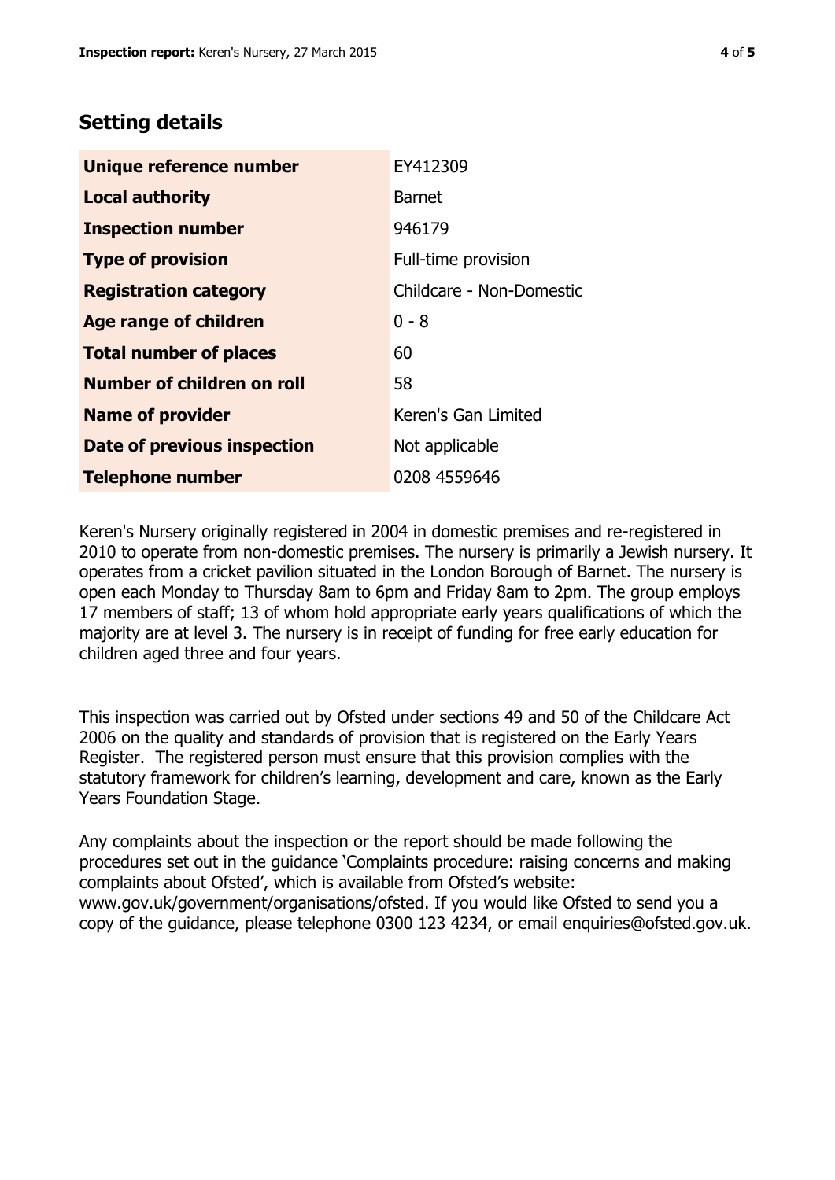## Setting details

| | |
|---|---|
| **Unique reference number** | EY412309 |
| **Local authority** | Barnet |
| **Inspection number** | 946179 |
| **Type of provision** | Full-time provision |
| **Registration category** | Childcare - Non-Domestic |
| **Age range of children** | 0 - 8 |
| **Total number of places** | 60 |
| **Number of children on roll** | 58 |
| **Name of provider** | Keren's Gan Limited |
| **Date of previous inspection** | Not applicable |
| **Telephone number** | 0208 4559646 |

Keren's Nursery originally registered in 2004 in domestic premises and re-registered in 2010 to operate from non-domestic premises. The nursery is primarily a Jewish nursery. It operates from a cricket pavilion situated in the London Borough of Barnet. The nursery is open each Monday to Thursday 8am to 6pm and Friday 8am to 2pm. The group employs 17 members of staff; 13 of whom hold appropriate early years qualifications of which the majority are at level 3. The nursery is in receipt of funding for free early education for children aged three and four years.

This inspection was carried out by Ofsted under sections 49 and 50 of the Childcare Act 2006 on the quality and standards of provision that is registered on the Early Years Register. The registered person must ensure that this provision complies with the statutory framework for children's learning, development and care, known as the Early Years Foundation Stage.

Any complaints about the inspection or the report should be made following the procedures set out in the guidance 'Complaints procedure: raising concerns and making complaints about Ofsted', which is available from Ofsted's website: www.gov.uk/government/organisations/ofsted. If you would like Ofsted to send you a copy of the guidance, please telephone 0300 123 4234, or email enquiries@ofsted.gov.uk.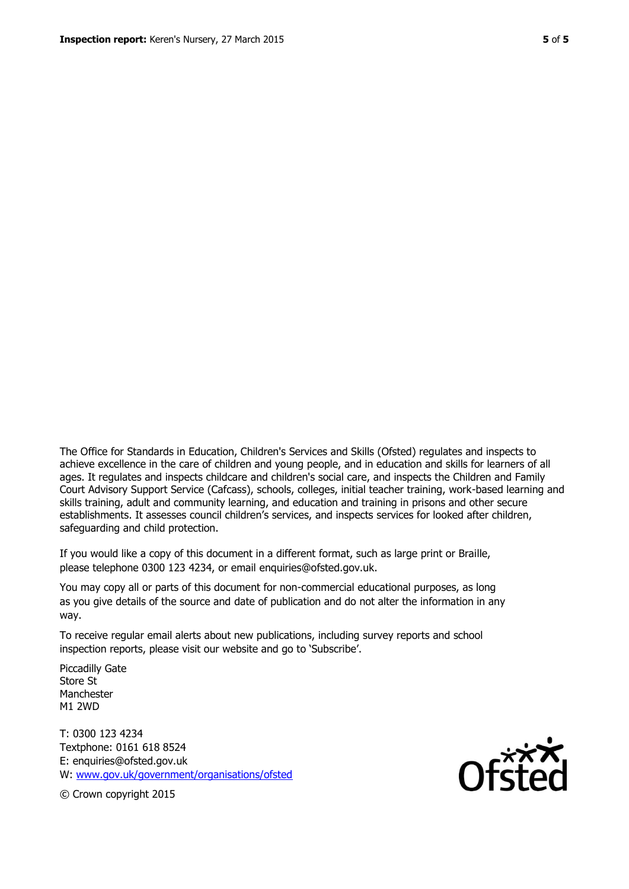The Office for Standards in Education, Children's Services and Skills (Ofsted) regulates and inspects to achieve excellence in the care of children and young people, and in education and skills for learners of all ages. It regulates and inspects childcare and children's social care, and inspects the Children and Family Court Advisory Support Service (Cafcass), schools, colleges, initial teacher training, work-based learning and skills training, adult and community learning, and education and training in prisons and other secure establishments. It assesses council children's services, and inspects services for looked after children, safeguarding and child protection.

If you would like a copy of this document in a different format, such as large print or Braille, please telephone 0300 123 4234, or email enquiries@ofsted.gov.uk.

You may copy all or parts of this document for non-commercial educational purposes, as long as you give details of the source and date of publication and do not alter the information in any way.

To receive regular email alerts about new publications, including survey reports and school inspection reports, please visit our website and go to 'Subscribe'.

Piccadilly Gate
Store St
Manchester
M1 2WD

T: 0300 123 4234
Textphone: 0161 618 8524
E: enquiries@ofsted.gov.uk
W: [www.gov.uk/government/organisations/ofsted](www.gov.uk/government/organisations/ofsted)

© Crown copyright 2015